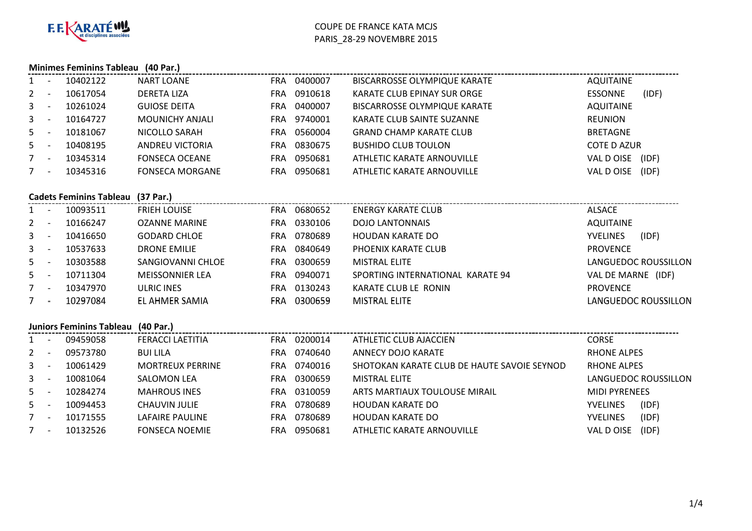F.F. KARATÉ et disciplines associées

COUPE DE FRANCE KATA MCJS
PARIS_28-29 NOVEMBRE 2015

### Minimes Feminins Tableau (40 Par.)

| Rang | | Licence | Nom | | Club N° | Club | Ligue |
|---|---|---|---|---|---|---|---|
| 1 | - | 10402122 | NART LOANE | FRA | 0400007 | BISCARROSSE OLYMPIQUE KARATE | AQUITAINE |
| 2 | - | 10617054 | DERETA LIZA | FRA | 0910618 | KARATE CLUB EPINAY SUR ORGE | ESSONNE (IDF) |
| 3 | - | 10261024 | GUIOSE DEITA | FRA | 0400007 | BISCARROSSE OLYMPIQUE KARATE | AQUITAINE |
| 3 | - | 10164727 | MOUNICHY ANJALI | FRA | 9740001 | KARATE CLUB SAINTE SUZANNE | REUNION |
| 5 | - | 10181067 | NICOLLO SARAH | FRA | 0560004 | GRAND CHAMP KARATE CLUB | BRETAGNE |
| 5 | - | 10408195 | ANDREU VICTORIA | FRA | 0830675 | BUSHIDO CLUB TOULON | COTE D AZUR |
| 7 | - | 10345314 | FONSECA OCEANE | FRA | 0950681 | ATHLETIC KARATE ARNOUVILLE | VAL D OISE (IDF) |
| 7 | - | 10345316 | FONSECA MORGANE | FRA | 0950681 | ATHLETIC KARATE ARNOUVILLE | VAL D OISE (IDF) |

### Cadets Feminins Tableau (37 Par.)

| Rang | | Licence | Nom | | Club N° | Club | Ligue |
|---|---|---|---|---|---|---|---|
| 1 | - | 10093511 | FRIEH LOUISE | FRA | 0680652 | ENERGY KARATE CLUB | ALSACE |
| 2 | - | 10166247 | OZANNE MARINE | FRA | 0330106 | DOJO LANTONNAIS | AQUITAINE |
| 3 | - | 10416650 | GODARD CHLOE | FRA | 0780689 | HOUDAN KARATE DO | YVELINES (IDF) |
| 3 | - | 10537633 | DRONE EMILIE | FRA | 0840649 | PHOENIX KARATE CLUB | PROVENCE |
| 5 | - | 10303588 | SANGIOVANNI CHLOE | FRA | 0300659 | MISTRAL ELITE | LANGUEDOC ROUSSILLON |
| 5 | - | 10711304 | MEISSONNIER LEA | FRA | 0940071 | SPORTING INTERNATIONAL KARATE 94 | VAL DE MARNE (IDF) |
| 7 | - | 10347970 | ULRIC INES | FRA | 0130243 | KARATE CLUB LE RONIN | PROVENCE |
| 7 | - | 10297084 | EL AHMER SAMIA | FRA | 0300659 | MISTRAL ELITE | LANGUEDOC ROUSSILLON |

### Juniors Feminins Tableau (40 Par.)

| Rang | | Licence | Nom | | Club N° | Club | Ligue |
|---|---|---|---|---|---|---|---|
| 1 | - | 09459058 | FERACCI LAETITIA | FRA | 0200014 | ATHLETIC CLUB AJACCIEN | CORSE |
| 2 | - | 09573780 | BUI LILA | FRA | 0740640 | ANNECY DOJO KARATE | RHONE ALPES |
| 3 | - | 10061429 | MORTREUX PERRINE | FRA | 0740016 | SHOTOKAN KARATE CLUB DE HAUTE SAVOIE SEYNOD | RHONE ALPES |
| 3 | - | 10081064 | SALOMON LEA | FRA | 0300659 | MISTRAL ELITE | LANGUEDOC ROUSSILLON |
| 5 | - | 10284274 | MAHROUS INES | FRA | 0310059 | ARTS MARTIAUX TOULOUSE MIRAIL | MIDI PYRENEES |
| 5 | - | 10094453 | CHAUVIN JULIE | FRA | 0780689 | HOUDAN KARATE DO | YVELINES (IDF) |
| 7 | - | 10171555 | LAFAIRE PAULINE | FRA | 0780689 | HOUDAN KARATE DO | YVELINES (IDF) |
| 7 | - | 10132526 | FONSECA NOEMIE | FRA | 0950681 | ATHLETIC KARATE ARNOUVILLE | VAL D OISE (IDF) |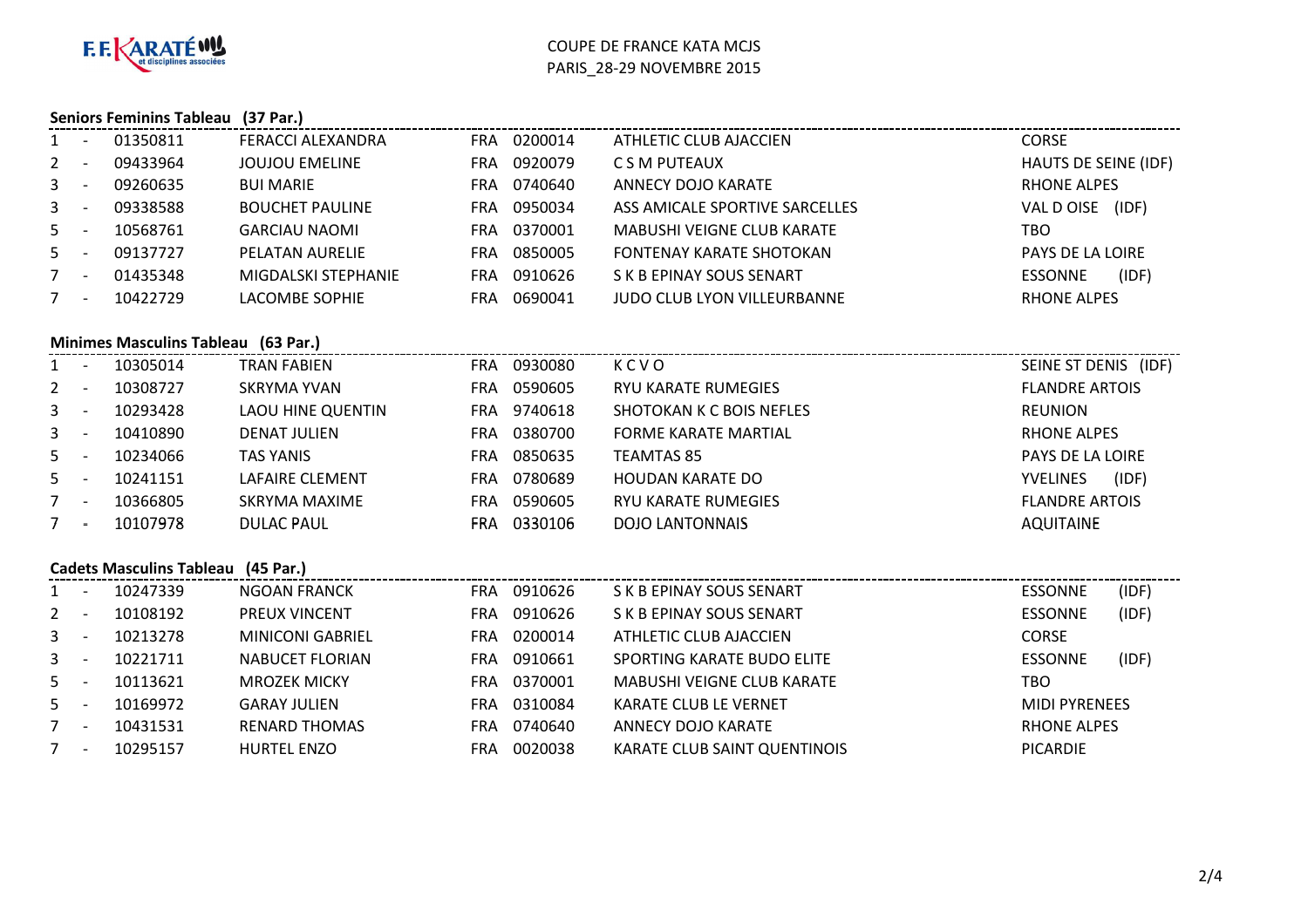F.F. KARATÉ et disciplines associées

COUPE DE FRANCE KATA MCJS
PARIS_28-29 NOVEMBRE 2015

### Seniors Feminins Tableau (37 Par.)

| Rang | | Licence | Nom | Pays | Club N° | Club | Ligue |
|---|---|---|---|---|---|---|---|
| 1 | - | 01350811 | FERACCI ALEXANDRA | FRA | 0200014 | ATHLETIC CLUB AJACCIEN | CORSE |
| 2 | - | 09433964 | JOUJOU EMELINE | FRA | 0920079 | C S M PUTEAUX | HAUTS DE SEINE (IDF) |
| 3 | - | 09260635 | BUI MARIE | FRA | 0740640 | ANNECY DOJO KARATE | RHONE ALPES |
| 3 | - | 09338588 | BOUCHET PAULINE | FRA | 0950034 | ASS AMICALE SPORTIVE SARCELLES | VAL D OISE (IDF) |
| 5 | - | 10568761 | GARCIAU NAOMI | FRA | 0370001 | MABUSHI VEIGNE CLUB KARATE | TBO |
| 5 | - | 09137727 | PELATAN AURELIE | FRA | 0850005 | FONTENAY KARATE SHOTOKAN | PAYS DE LA LOIRE |
| 7 | - | 01435348 | MIGDALSKI STEPHANIE | FRA | 0910626 | S K B EPINAY SOUS SENART | ESSONNE (IDF) |
| 7 | - | 10422729 | LACOMBE SOPHIE | FRA | 0690041 | JUDO CLUB LYON VILLEURBANNE | RHONE ALPES |

### Minimes Masculins Tableau (63 Par.)

| Rang | | Licence | Nom | Pays | Club N° | Club | Ligue |
|---|---|---|---|---|---|---|---|
| 1 | - | 10305014 | TRAN FABIEN | FRA | 0930080 | K C V O | SEINE ST DENIS (IDF) |
| 2 | - | 10308727 | SKRYMA YVAN | FRA | 0590605 | RYU KARATE RUMEGIES | FLANDRE ARTOIS |
| 3 | - | 10293428 | LAOU HINE QUENTIN | FRA | 9740618 | SHOTOKAN K C BOIS NEFLES | REUNION |
| 3 | - | 10410890 | DENAT JULIEN | FRA | 0380700 | FORME KARATE MARTIAL | RHONE ALPES |
| 5 | - | 10234066 | TAS YANIS | FRA | 0850635 | TEAMTAS 85 | PAYS DE LA LOIRE |
| 5 | - | 10241151 | LAFAIRE CLEMENT | FRA | 0780689 | HOUDAN KARATE DO | YVELINES (IDF) |
| 7 | - | 10366805 | SKRYMA MAXIME | FRA | 0590605 | RYU KARATE RUMEGIES | FLANDRE ARTOIS |
| 7 | - | 10107978 | DULAC PAUL | FRA | 0330106 | DOJO LANTONNAIS | AQUITAINE |

### Cadets Masculins Tableau (45 Par.)

| Rang | | Licence | Nom | Pays | Club N° | Club | Ligue |
|---|---|---|---|---|---|---|---|
| 1 | - | 10247339 | NGOAN FRANCK | FRA | 0910626 | S K B EPINAY SOUS SENART | ESSONNE (IDF) |
| 2 | - | 10108192 | PREUX VINCENT | FRA | 0910626 | S K B EPINAY SOUS SENART | ESSONNE (IDF) |
| 3 | - | 10213278 | MINICONI GABRIEL | FRA | 0200014 | ATHLETIC CLUB AJACCIEN | CORSE |
| 3 | - | 10221711 | NABUCET FLORIAN | FRA | 0910661 | SPORTING KARATE BUDO ELITE | ESSONNE (IDF) |
| 5 | - | 10113621 | MROZEK MICKY | FRA | 0370001 | MABUSHI VEIGNE CLUB KARATE | TBO |
| 5 | - | 10169972 | GARAY JULIEN | FRA | 0310084 | KARATE CLUB LE VERNET | MIDI PYRENEES |
| 7 | - | 10431531 | RENARD THOMAS | FRA | 0740640 | ANNECY DOJO KARATE | RHONE ALPES |
| 7 | - | 10295157 | HURTEL ENZO | FRA | 0020038 | KARATE CLUB SAINT QUENTINOIS | PICARDIE |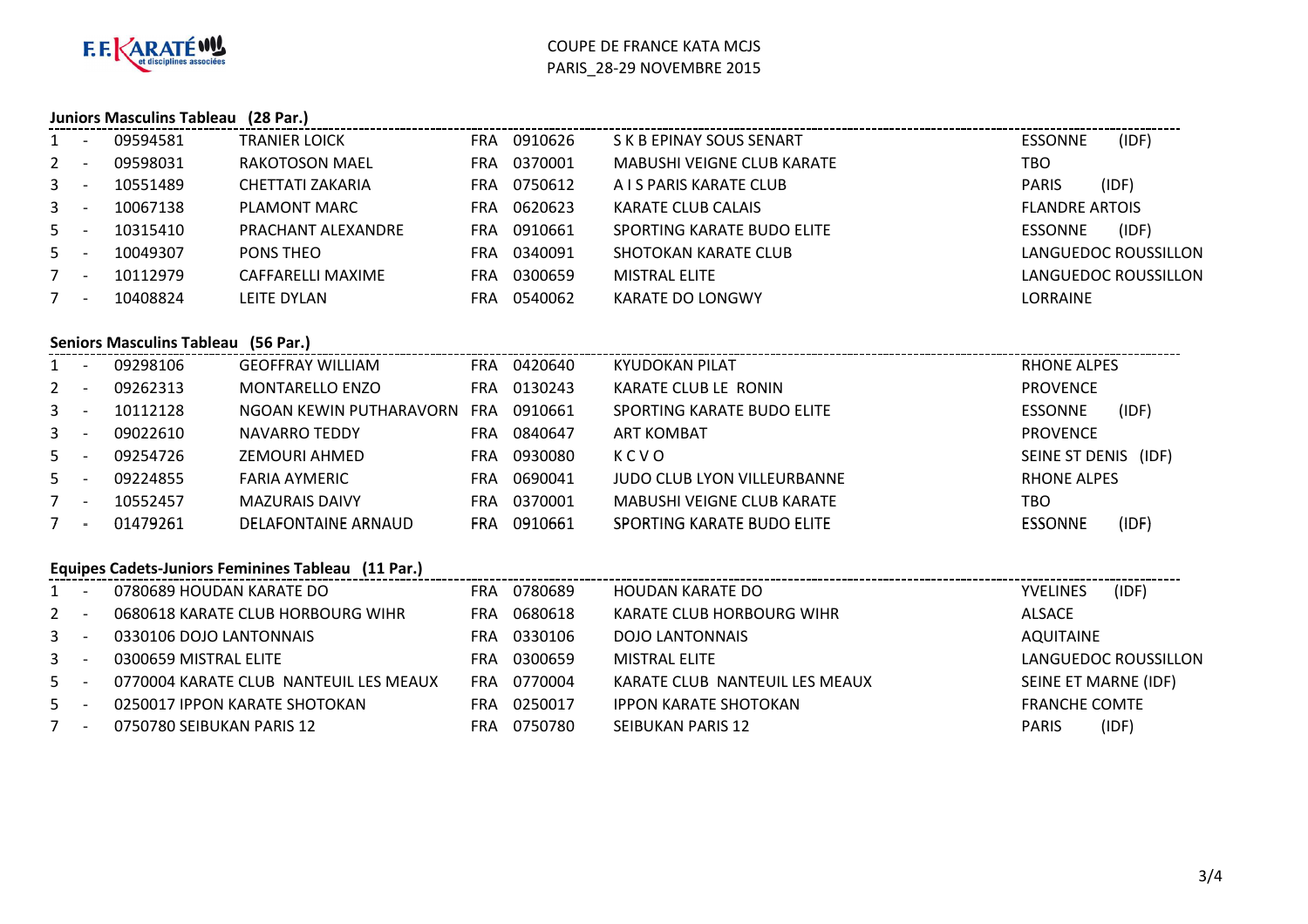F.F. KARATÉ et disciplines associées

COUPE DE FRANCE KATA MCJS
PARIS_28-29 NOVEMBRE 2015

### Juniors Masculins Tableau (28 Par.)

| Rang | | Licence | Nom | Pays | Club N° | Club | Ligue |
|---|---|---|---|---|---|---|---|
| 1 | - | 09594581 | TRANIER LOICK | FRA | 0910626 | S K B EPINAY SOUS SENART | ESSONNE (IDF) |
| 2 | - | 09598031 | RAKOTOSON MAEL | FRA | 0370001 | MABUSHI VEIGNE CLUB KARATE | TBO |
| 3 | - | 10551489 | CHETTATI ZAKARIA | FRA | 0750612 | A I S PARIS KARATE CLUB | PARIS (IDF) |
| 3 | - | 10067138 | PLAMONT MARC | FRA | 0620623 | KARATE CLUB CALAIS | FLANDRE ARTOIS |
| 5 | - | 10315410 | PRACHANT ALEXANDRE | FRA | 0910661 | SPORTING KARATE BUDO ELITE | ESSONNE (IDF) |
| 5 | - | 10049307 | PONS THEO | FRA | 0340091 | SHOTOKAN KARATE CLUB | LANGUEDOC ROUSSILLON |
| 7 | - | 10112979 | CAFFARELLI MAXIME | FRA | 0300659 | MISTRAL ELITE | LANGUEDOC ROUSSILLON |
| 7 | - | 10408824 | LEITE DYLAN | FRA | 0540062 | KARATE DO LONGWY | LORRAINE |

### Seniors Masculins Tableau (56 Par.)

| Rang | | Licence | Nom | Pays | Club N° | Club | Ligue |
|---|---|---|---|---|---|---|---|
| 1 | - | 09298106 | GEOFFRAY WILLIAM | FRA | 0420640 | KYUDOKAN PILAT | RHONE ALPES |
| 2 | - | 09262313 | MONTARELLO ENZO | FRA | 0130243 | KARATE CLUB LE RONIN | PROVENCE |
| 3 | - | 10112128 | NGOAN KEWIN PUTHARAVORN | FRA | 0910661 | SPORTING KARATE BUDO ELITE | ESSONNE (IDF) |
| 3 | - | 09022610 | NAVARRO TEDDY | FRA | 0840647 | ART KOMBAT | PROVENCE |
| 5 | - | 09254726 | ZEMOURI AHMED | FRA | 0930080 | K C V O | SEINE ST DENIS (IDF) |
| 5 | - | 09224855 | FARIA AYMERIC | FRA | 0690041 | JUDO CLUB LYON VILLEURBANNE | RHONE ALPES |
| 7 | - | 10552457 | MAZURAIS DAIVY | FRA | 0370001 | MABUSHI VEIGNE CLUB KARATE | TBO |
| 7 | - | 01479261 | DELAFONTAINE ARNAUD | FRA | 0910661 | SPORTING KARATE BUDO ELITE | ESSONNE (IDF) |

### Equipes Cadets-Juniors Feminines Tableau (11 Par.)

| Rang | | Equipe | Pays | Club N° | Club | Ligue |
|---|---|---|---|---|---|---|
| 1 | - | 0780689 HOUDAN KARATE DO | FRA | 0780689 | HOUDAN KARATE DO | YVELINES (IDF) |
| 2 | - | 0680618 KARATE CLUB HORBOURG WIHR | FRA | 0680618 | KARATE CLUB HORBOURG WIHR | ALSACE |
| 3 | - | 0330106 DOJO LANTONNAIS | FRA | 0330106 | DOJO LANTONNAIS | AQUITAINE |
| 3 | - | 0300659 MISTRAL ELITE | FRA | 0300659 | MISTRAL ELITE | LANGUEDOC ROUSSILLON |
| 5 | - | 0770004 KARATE CLUB NANTEUIL LES MEAUX | FRA | 0770004 | KARATE CLUB NANTEUIL LES MEAUX | SEINE ET MARNE (IDF) |
| 5 | - | 0250017 IPPON KARATE SHOTOKAN | FRA | 0250017 | IPPON KARATE SHOTOKAN | FRANCHE COMTE |
| 7 | - | 0750780 SEIBUKAN PARIS 12 | FRA | 0750780 | SEIBUKAN PARIS 12 | PARIS (IDF) |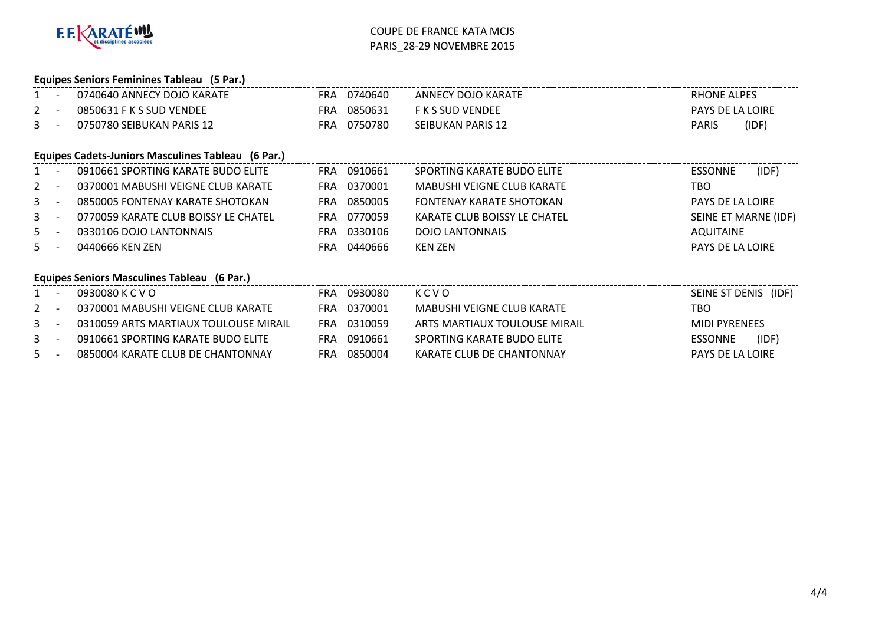COUPE DE FRANCE KATA MCJS
PARIS_28-29 NOVEMBRE 2015

### Equipes Seniors Feminines Tableau (5 Par.)

| | | | | | | |
|---|---|---|---|---|---|---|
| 1 | - | 0740640 ANNECY DOJO KARATE | FRA | 0740640 | ANNECY DOJO KARATE | RHONE ALPES |
| 2 | - | 0850631 F K S SUD VENDEE | FRA | 0850631 | F K S SUD VENDEE | PAYS DE LA LOIRE |
| 3 | - | 0750780 SEIBUKAN PARIS 12 | FRA | 0750780 | SEIBUKAN PARIS 12 | PARIS (IDF) |

### Equipes Cadets-Juniors Masculines Tableau (6 Par.)

| | | | | | | |
|---|---|---|---|---|---|---|
| 1 | - | 0910661 SPORTING KARATE BUDO ELITE | FRA | 0910661 | SPORTING KARATE BUDO ELITE | ESSONNE (IDF) |
| 2 | - | 0370001 MABUSHI VEIGNE CLUB KARATE | FRA | 0370001 | MABUSHI VEIGNE CLUB KARATE | TBO |
| 3 | - | 0850005 FONTENAY KARATE SHOTOKAN | FRA | 0850005 | FONTENAY KARATE SHOTOKAN | PAYS DE LA LOIRE |
| 3 | - | 0770059 KARATE CLUB BOISSY LE CHATEL | FRA | 0770059 | KARATE CLUB BOISSY LE CHATEL | SEINE ET MARNE (IDF) |
| 5 | - | 0330106 DOJO LANTONNAIS | FRA | 0330106 | DOJO LANTONNAIS | AQUITAINE |
| 5 | - | 0440666 KEN ZEN | FRA | 0440666 | KEN ZEN | PAYS DE LA LOIRE |

### Equipes Seniors Masculines Tableau (6 Par.)

| | | | | | | |
|---|---|---|---|---|---|---|
| 1 | - | 0930080 K C V O | FRA | 0930080 | K C V O | SEINE ST DENIS (IDF) |
| 2 | - | 0370001 MABUSHI VEIGNE CLUB KARATE | FRA | 0370001 | MABUSHI VEIGNE CLUB KARATE | TBO |
| 3 | - | 0310059 ARTS MARTIAUX TOULOUSE MIRAIL | FRA | 0310059 | ARTS MARTIAUX TOULOUSE MIRAIL | MIDI PYRENEES |
| 3 | - | 0910661 SPORTING KARATE BUDO ELITE | FRA | 0910661 | SPORTING KARATE BUDO ELITE | ESSONNE (IDF) |
| 5 | - | 0850004 KARATE CLUB DE CHANTONNAY | FRA | 0850004 | KARATE CLUB DE CHANTONNAY | PAYS DE LA LOIRE |